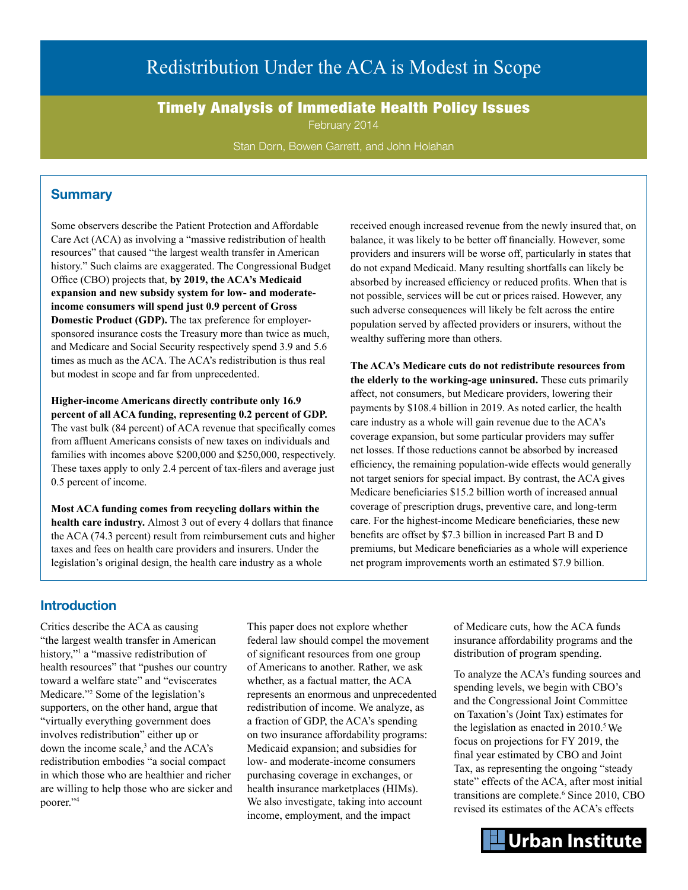# Redistribution Under the ACA is Modest in Scope

**Timely Analysis of Immediate Health Policy Issues**

February 2014

Stan Dorn, Bowen Garrett, and John Holahan

## Summary

Some observers describe the Patient Protection and Affordable Care Act (ACA) as involving a "massive redistribution of health resources" that caused "the largest wealth transfer in American history." Such claims are exaggerated. The Congressional Budget Office (CBO) projects that, **by 2019, the ACA's Medicaid expansion and new subsidy system for low- and moderate-income consumers will spend just 0.9 percent of Gross Domestic Product (GDP).** The tax preference for employer-sponsored insurance costs the Treasury more than twice as much, and Medicare and Social Security respectively spend 3.9 and 5.6 times as much as the ACA. The ACA's redistribution is thus real but modest in scope and far from unprecedented.

**Higher-income Americans directly contribute only 16.9 percent of all ACA funding, representing 0.2 percent of GDP.** The vast bulk (84 percent) of ACA revenue that specifically comes from affluent Americans consists of new taxes on individuals and families with incomes above $200,000 and $250,000, respectively. These taxes apply to only 2.4 percent of tax-filers and average just 0.5 percent of income.

**Most ACA funding comes from recycling dollars within the health care industry.** Almost 3 out of every 4 dollars that finance the ACA (74.3 percent) result from reimbursement cuts and higher taxes and fees on health care providers and insurers. Under the legislation's original design, the health care industry as a whole received enough increased revenue from the newly insured that, on balance, it was likely to be better off financially. However, some providers and insurers will be worse off, particularly in states that do not expand Medicaid. Many resulting shortfalls can likely be absorbed by increased efficiency or reduced profits. When that is not possible, services will be cut or prices raised. However, any such adverse consequences will likely be felt across the entire population served by affected providers or insurers, without the wealthy suffering more than others.

**The ACA's Medicare cuts do not redistribute resources from the elderly to the working-age uninsured.** These cuts primarily affect, not consumers, but Medicare providers, lowering their payments by $108.4 billion in 2019. As noted earlier, the health care industry as a whole will gain revenue due to the ACA's coverage expansion, but some particular providers may suffer net losses. If those reductions cannot be absorbed by increased efficiency, the remaining population-wide effects would generally not target seniors for special impact. By contrast, the ACA gives Medicare beneficiaries $15.2 billion worth of increased annual coverage of prescription drugs, preventive care, and long-term care. For the highest-income Medicare beneficiaries, these new benefits are offset by $7.3 billion in increased Part B and D premiums, but Medicare beneficiaries as a whole will experience net program improvements worth an estimated $7.9 billion.

## Introduction

Critics describe the ACA as causing "the largest wealth transfer in American history,"[1] a "massive redistribution of health resources" that "pushes our country toward a welfare state" and "eviscerates Medicare."[2] Some of the legislation's supporters, on the other hand, argue that "virtually everything government does involves redistribution" either up or down the income scale,[3] and the ACA's redistribution embodies "a social compact in which those who are healthier and richer are willing to help those who are sicker and poorer."[4]

This paper does not explore whether federal law should compel the movement of significant resources from one group of Americans to another. Rather, we ask whether, as a factual matter, the ACA represents an enormous and unprecedented redistribution of income. We analyze, as a fraction of GDP, the ACA's spending on two insurance affordability programs: Medicaid expansion; and subsidies for low- and moderate-income consumers purchasing coverage in exchanges, or health insurance marketplaces (HIMs). We also investigate, taking into account income, employment, and the impact of Medicare cuts, how the ACA funds insurance affordability programs and the distribution of program spending.

To analyze the ACA's funding sources and spending levels, we begin with CBO's and the Congressional Joint Committee on Taxation's (Joint Tax) estimates for the legislation as enacted in 2010.[5] We focus on projections for FY 2019, the final year estimated by CBO and Joint Tax, as representing the ongoing "steady state" effects of the ACA, after most initial transitions are complete.[6] Since 2010, CBO revised its estimates of the ACA's effects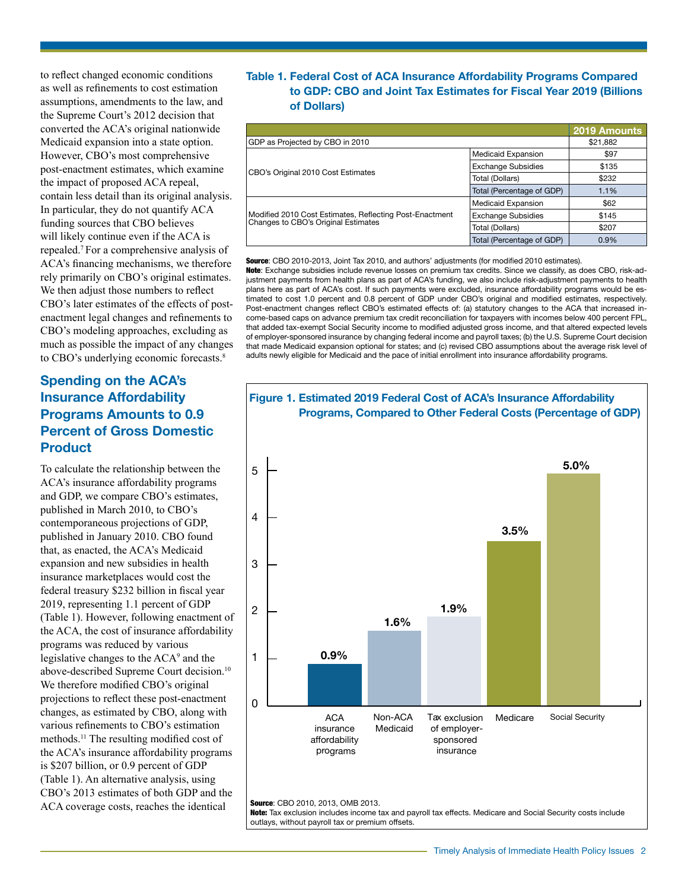to reflect changed economic conditions as well as refinements to cost estimation assumptions, amendments to the law, and the Supreme Court's 2012 decision that converted the ACA's original nationwide Medicaid expansion into a state option. However, CBO's most comprehensive post-enactment estimates, which examine the impact of proposed ACA repeal, contain less detail than its original analysis. In particular, they do not quantify ACA funding sources that CBO believes will likely continue even if the ACA is repealed.[7] For a comprehensive analysis of ACA's financing mechanisms, we therefore rely primarily on CBO's original estimates. We then adjust those numbers to reflect CBO's later estimates of the effects of post-enactment legal changes and refinements to CBO's modeling approaches, excluding as much as possible the impact of any changes to CBO's underlying economic forecasts.[8]

## Spending on the ACA's Insurance Affordability Programs Amounts to 0.9 Percent of Gross Domestic Product

To calculate the relationship between the ACA's insurance affordability programs and GDP, we compare CBO's estimates, published in March 2010, to CBO's contemporaneous projections of GDP, published in January 2010. CBO found that, as enacted, the ACA's Medicaid expansion and new subsidies in health insurance marketplaces would cost the federal treasury $232 billion in fiscal year 2019, representing 1.1 percent of GDP (Table 1). However, following enactment of the ACA, the cost of insurance affordability programs was reduced by various legislative changes to the ACA[9] and the above-described Supreme Court decision.[10] We therefore modified CBO's original projections to reflect these post-enactment changes, as estimated by CBO, along with various refinements to CBO's estimation methods.[11] The resulting modified cost of the ACA's insurance affordability programs is $207 billion, or 0.9 percent of GDP (Table 1). An alternative analysis, using CBO's 2013 estimates of both GDP and the ACA coverage costs, reaches the identical

**Table 1. Federal Cost of ACA Insurance Affordability Programs Compared to GDP: CBO and Joint Tax Estimates for Fiscal Year 2019 (Billions of Dollars)**

| | | 2019 Amounts |
|---|---|---|
| GDP as Projected by CBO in 2010 | | $21,882 |
| CBO's Original 2010 Cost Estimates | Medicaid Expansion | $97 |
| | Exchange Subsidies | $135 |
| | Total (Dollars) | $232 |
| | Total (Percentage of GDP) | 1.1% |
| Modified 2010 Cost Estimates, Reflecting Post-Enactment Changes to CBO's Original Estimates | Medicaid Expansion | $62 |
| | Exchange Subsidies | $145 |
| | Total (Dollars) | $207 |
| | Total (Percentage of GDP) | 0.9% |

**Source**: CBO 2010-2013, Joint Tax 2010, and authors' adjustments (for modified 2010 estimates).
**Note**: Exchange subsidies include revenue losses on premium tax credits. Since we classify, as does CBO, risk-adjustment payments from health plans as part of ACA's funding, we also include risk-adjustment payments to health plans here as part of ACA's cost. If such payments were excluded, insurance affordability programs would be estimated to cost 1.0 percent and 0.8 percent of GDP under CBO's original and modified estimates, respectively. Post-enactment changes reflect CBO's estimated effects of: (a) statutory changes to the ACA that increased income-based caps on advance premium tax credit reconciliation for taxpayers with incomes below 400 percent FPL, that added tax-exempt Social Security income to modified adjusted gross income, and that altered expected levels of employer-sponsored insurance by changing federal income and payroll taxes; (b) the U.S. Supreme Court decision that made Medicaid expansion optional for states; and (c) revised CBO assumptions about the average risk level of adults newly eligible for Medicaid and the pace of initial enrollment into insurance affordability programs.

**Figure 1. Estimated 2019 Federal Cost of ACA's Insurance Affordability Programs, Compared to Other Federal Costs (Percentage of GDP)**

| Category | Percentage of GDP |
|---|---|
| ACA insurance affordability programs | 0.9% |
| Non-ACA Medicaid | 1.6% |
| Tax exclusion of employer-sponsored insurance | 1.9% |
| Medicare | 3.5% |
| Social Security | 5.0% |

**Source**: CBO 2010, 2013, OMB 2013.
**Note:** Tax exclusion includes income tax and payroll tax effects. Medicare and Social Security costs include outlays, without payroll tax or premium offsets.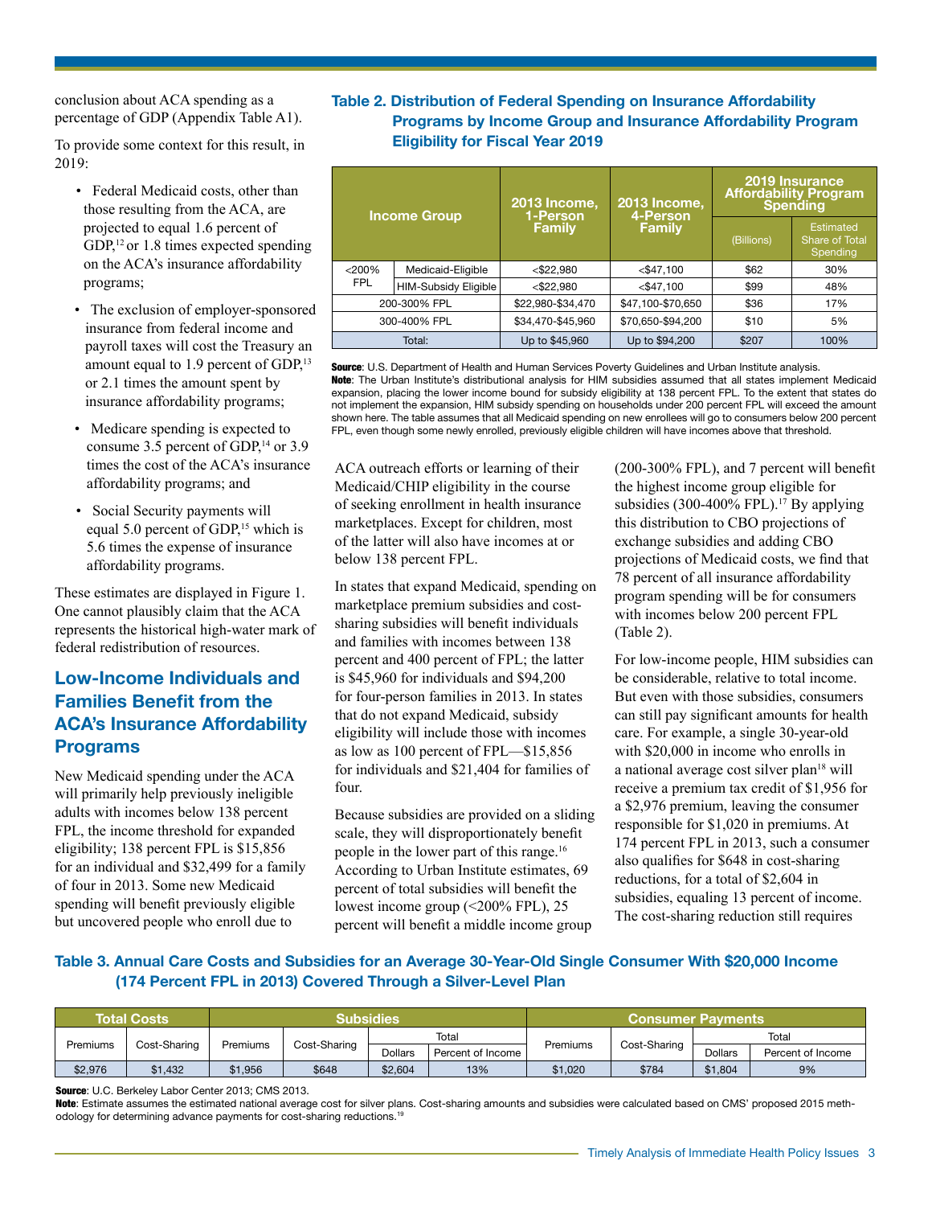conclusion about ACA spending as a percentage of GDP (Appendix Table A1).

To provide some context for this result, in 2019:

- Federal Medicaid costs, other than those resulting from the ACA, are projected to equal 1.6 percent of GDP,[12] or 1.8 times expected spending on the ACA's insurance affordability programs;
- The exclusion of employer-sponsored insurance from federal income and payroll taxes will cost the Treasury an amount equal to 1.9 percent of GDP,[13] or 2.1 times the amount spent by insurance affordability programs;
- Medicare spending is expected to consume 3.5 percent of GDP,[14] or 3.9 times the cost of the ACA's insurance affordability programs; and
- Social Security payments will equal 5.0 percent of GDP,[15] which is 5.6 times the expense of insurance affordability programs.

These estimates are displayed in Figure 1. One cannot plausibly claim that the ACA represents the historical high-water mark of federal redistribution of resources.

## Low-Income Individuals and Families Benefit from the ACA's Insurance Affordability Programs

New Medicaid spending under the ACA will primarily help previously ineligible adults with incomes below 138 percent FPL, the income threshold for expanded eligibility; 138 percent FPL is $15,856 for an individual and $32,499 for a family of four in 2013. Some new Medicaid spending will benefit previously eligible but uncovered people who enroll due to ACA outreach efforts or learning of their Medicaid/CHIP eligibility in the course of seeking enrollment in health insurance marketplaces. Except for children, most of the latter will also have incomes at or below 138 percent FPL.

In states that expand Medicaid, spending on marketplace premium subsidies and cost-sharing subsidies will benefit individuals and families with incomes between 138 percent and 400 percent of FPL; the latter is $45,960 for individuals and $94,200 for four-person families in 2013. In states that do not expand Medicaid, subsidy eligibility will include those with incomes as low as 100 percent of FPL—$15,856 for individuals and $21,404 for families of four.

Because subsidies are provided on a sliding scale, they will disproportionately benefit people in the lower part of this range.[16] According to Urban Institute estimates, 69 percent of total subsidies will benefit the lowest income group (<200% FPL), 25 percent will benefit a middle income group (200-300% FPL), and 7 percent will benefit the highest income group eligible for subsidies (300-400% FPL).[17] By applying this distribution to CBO projections of exchange subsidies and adding CBO projections of Medicaid costs, we find that 78 percent of all insurance affordability program spending will be for consumers with incomes below 200 percent FPL (Table 2).

**Table 2. Distribution of Federal Spending on Insurance Affordability Programs by Income Group and Insurance Affordability Program Eligibility for Fiscal Year 2019**

| Income Group | | 2013 Income, 1-Person Family | 2013 Income, 4-Person Family | 2019 Insurance Affordability Program Spending | |
|---|---|---|---|---|---|
| | | | | (Billions) | Estimated Share of Total Spending |
| <200% FPL | Medicaid-Eligible | <$22,980 | <$47,100 | $62 | 30% |
| | HIM-Subsidy Eligible | <$22,980 | <$47,100 | $99 | 48% |
| 200-300% FPL | | $22,980-$34,470 | $47,100-$70,650 | $36 | 17% |
| 300-400% FPL | | $34,470-$45,960 | $70,650-$94,200 | $10 | 5% |
| Total: | | Up to $45,960 | Up to $94,200 | $207 | 100% |

**Source**: U.S. Department of Health and Human Services Poverty Guidelines and Urban Institute analysis.
**Note**: The Urban Institute's distributional analysis for HIM subsidies assumed that all states implement Medicaid expansion, placing the lower income bound for subsidy eligibility at 138 percent FPL. To the extent that states do not implement the expansion, HIM subsidy spending on households under 200 percent FPL will exceed the amount shown here. The table assumes that all Medicaid spending on new enrollees will go to consumers below 200 percent FPL, even though some newly enrolled, previously eligible children will have incomes above that threshold.

For low-income people, HIM subsidies can be considerable, relative to total income. But even with those subsidies, consumers can still pay significant amounts for health care. For example, a single 30-year-old with $20,000 in income who enrolls in a national average cost silver plan[18] will receive a premium tax credit of $1,956 for a $2,976 premium, leaving the consumer responsible for $1,020 in premiums. At 174 percent FPL in 2013, such a consumer also qualifies for $648 in cost-sharing reductions, for a total of $2,604 in subsidies, equaling 13 percent of income. The cost-sharing reduction still requires

**Table 3. Annual Care Costs and Subsidies for an Average 30-Year-Old Single Consumer With $20,000 Income (174 Percent FPL in 2013) Covered Through a Silver-Level Plan**

| Total Costs | | Subsidies | | | | Consumer Payments | | | |
|---|---|---|---|---|---|---|---|---|---|
| Premiums | Cost-Sharing | Premiums | Cost-Sharing | Total | | Premiums | Cost-Sharing | Total | |
| | | | | Dollars | Percent of Income | | | Dollars | Percent of Income |
| $2,976 | $1,432 | $1,956 | $648 | $2,604 | 13% | $1,020 | $784 | $1,804 | 9% |

**Source**: U.C. Berkeley Labor Center 2013; CMS 2013.
**Note**: Estimate assumes the estimated national average cost for silver plans. Cost-sharing amounts and subsidies were calculated based on CMS' proposed 2015 methodology for determining advance payments for cost-sharing reductions.[19]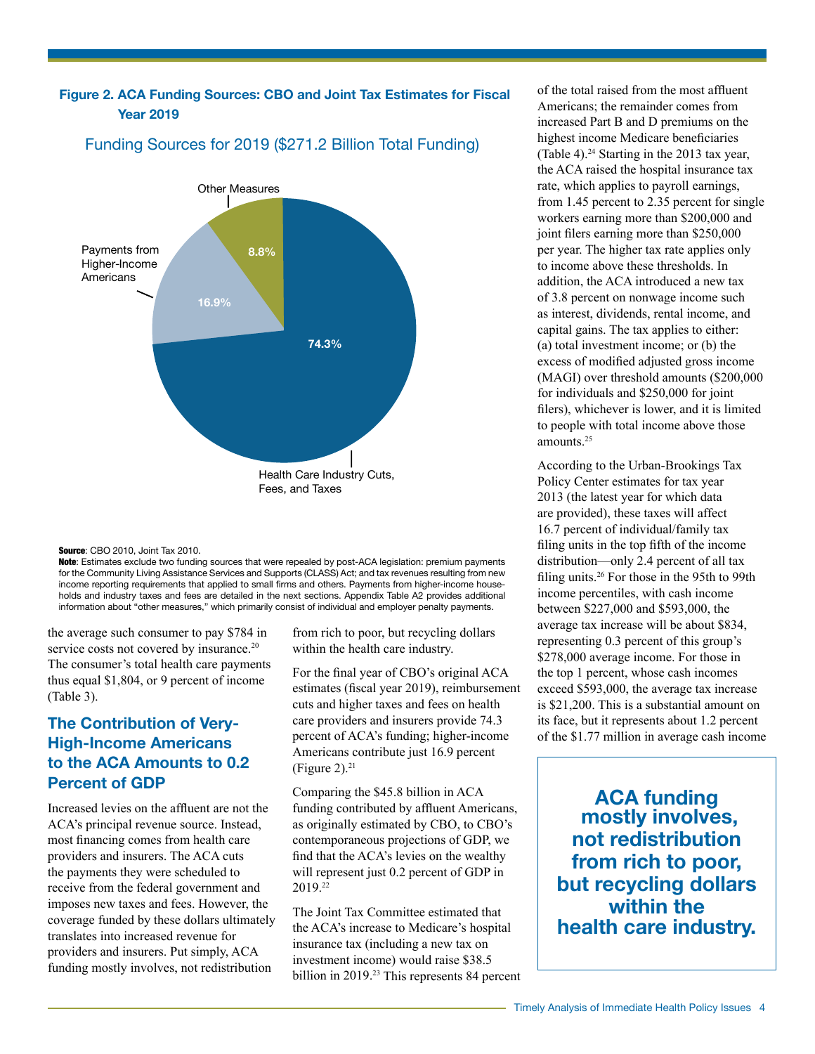**Figure 2. ACA Funding Sources: CBO and Joint Tax Estimates for Fiscal Year 2019**

Funding Sources for 2019 ($271.2 Billion Total Funding)

| Funding Source | Share |
| --- | --- |
| Health Care Industry Cuts, Fees, and Taxes | 74.3% |
| Payments from Higher-Income Americans | 16.9% |
| Other Measures | 8.8% |

**Source**: CBO 2010, Joint Tax 2010.

**Note**: Estimates exclude two funding sources that were repealed by post-ACA legislation: premium payments for the Community Living Assistance Services and Supports (CLASS) Act; and tax revenues resulting from new income reporting requirements that applied to small firms and others. Payments from higher-income households and industry taxes and fees are detailed in the next sections. Appendix Table A2 provides additional information about "other measures," which primarily consist of individual and employer penalty payments.

the average such consumer to pay $784 in service costs not covered by insurance.[20] The consumer's total health care payments thus equal $1,804, or 9 percent of income (Table 3).

## The Contribution of Very-High-Income Americans to the ACA Amounts to 0.2 Percent of GDP

Increased levies on the affluent are not the ACA's principal revenue source. Instead, most financing comes from health care providers and insurers. The ACA cuts the payments they were scheduled to receive from the federal government and imposes new taxes and fees. However, the coverage funded by these dollars ultimately translates into increased revenue for providers and insurers. Put simply, ACA funding mostly involves, not redistribution from rich to poor, but recycling dollars within the health care industry.

For the final year of CBO's original ACA estimates (fiscal year 2019), reimbursement cuts and higher taxes and fees on health care providers and insurers provide 74.3 percent of ACA's funding; higher-income Americans contribute just 16.9 percent (Figure 2).[21]

Comparing the $45.8 billion in ACA funding contributed by affluent Americans, as originally estimated by CBO, to CBO's contemporaneous projections of GDP, we find that the ACA's levies on the wealthy will represent just 0.2 percent of GDP in 2019.[22]

The Joint Tax Committee estimated that the ACA's increase to Medicare's hospital insurance tax (including a new tax on investment income) would raise $38.5 billion in 2019.[23] This represents 84 percent of the total raised from the most affluent Americans; the remainder comes from increased Part B and D premiums on the highest income Medicare beneficiaries (Table 4).[24] Starting in the 2013 tax year, the ACA raised the hospital insurance tax rate, which applies to payroll earnings, from 1.45 percent to 2.35 percent for single workers earning more than $200,000 and joint filers earning more than $250,000 per year. The higher tax rate applies only to income above these thresholds. In addition, the ACA introduced a new tax of 3.8 percent on nonwage income such as interest, dividends, rental income, and capital gains. The tax applies to either: (a) total investment income; or (b) the excess of modified adjusted gross income (MAGI) over threshold amounts ($200,000 for individuals and $250,000 for joint filers), whichever is lower, and it is limited to people with total income above those amounts.[25]

According to the Urban-Brookings Tax Policy Center estimates for tax year 2013 (the latest year for which data are provided), these taxes will affect 16.7 percent of individual/family tax filing units in the top fifth of the income distribution—only 2.4 percent of all tax filing units.[26] For those in the 95th to 99th income percentiles, with cash income between $227,000 and $593,000, the average tax increase will be about $834, representing 0.3 percent of this group's $278,000 average income. For those in the top 1 percent, whose cash incomes exceed $593,000, the average tax increase is $21,200. This is a substantial amount on its face, but it represents about 1.2 percent of the $1.77 million in average cash income

**ACA funding mostly involves, not redistribution from rich to poor, but recycling dollars within the health care industry.**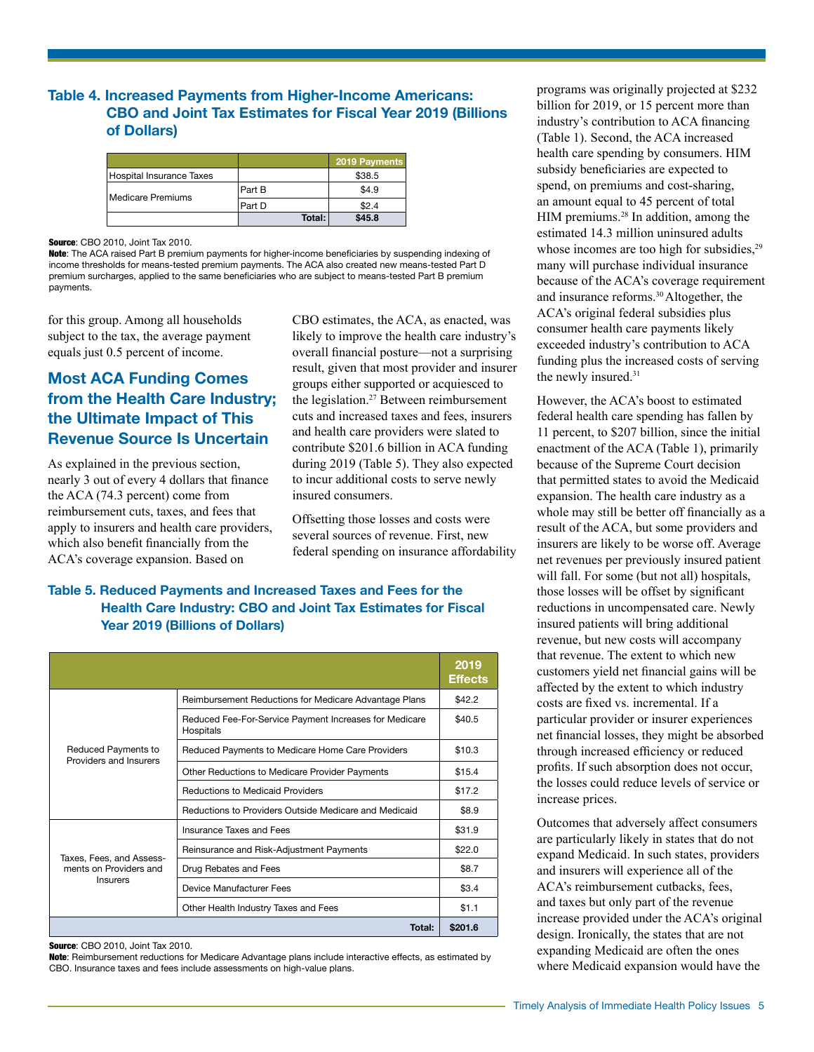**Table 4. Increased Payments from Higher-Income Americans: CBO and Joint Tax Estimates for Fiscal Year 2019 (Billions of Dollars)**

| | | 2019 Payments |
|---|---|---|
| Hospital Insurance Taxes | | $38.5 |
| Medicare Premiums | Part B | $4.9 |
| | Part D | $2.4 |
| | Total: | $45.8 |

**Source**: CBO 2010, Joint Tax 2010.

**Note**: The ACA raised Part B premium payments for higher-income beneficiaries by suspending indexing of income thresholds for means-tested premium payments. The ACA also created new means-tested Part D premium surcharges, applied to the same beneficiaries who are subject to means-tested Part B premium payments.

for this group. Among all households subject to the tax, the average payment equals just 0.5 percent of income.

## Most ACA Funding Comes from the Health Care Industry; the Ultimate Impact of This Revenue Source Is Uncertain

As explained in the previous section, nearly 3 out of every 4 dollars that finance the ACA (74.3 percent) come from reimbursement cuts, taxes, and fees that apply to insurers and health care providers, which also benefit financially from the ACA's coverage expansion. Based on CBO estimates, the ACA, as enacted, was likely to improve the health care industry's overall financial posture—not a surprising result, given that most provider and insurer groups either supported or acquiesced to the legislation.[27] Between reimbursement cuts and increased taxes and fees, insurers and health care providers were slated to contribute $201.6 billion in ACA funding during 2019 (Table 5). They also expected to incur additional costs to serve newly insured consumers.

Offsetting those losses and costs were several sources of revenue. First, new federal spending on insurance affordability programs was originally projected at $232 billion for 2019, or 15 percent more than industry's contribution to ACA financing (Table 1). Second, the ACA increased health care spending by consumers. HIM subsidy beneficiaries are expected to spend, on premiums and cost-sharing, an amount equal to 45 percent of total HIM premiums.[28] In addition, among the estimated 14.3 million uninsured adults whose incomes are too high for subsidies,[29] many will purchase individual insurance because of the ACA's coverage requirement and insurance reforms.[30] Altogether, the ACA's original federal subsidies plus consumer health care payments likely exceeded industry's contribution to ACA funding plus the increased costs of serving the newly insured.[31]

However, the ACA's boost to estimated federal health care spending has fallen by 11 percent, to $207 billion, since the initial enactment of the ACA (Table 1), primarily because of the Supreme Court decision that permitted states to avoid the Medicaid expansion. The health care industry as a whole may still be better off financially as a result of the ACA, but some providers and insurers are likely to be worse off. Average net revenues per previously insured patient will fall. For some (but not all) hospitals, those losses will be offset by significant reductions in uncompensated care. Newly insured patients will bring additional revenue, but new costs will accompany that revenue. The extent to which new customers yield net financial gains will be affected by the extent to which industry costs are fixed vs. incremental. If a particular provider or insurer experiences net financial losses, they might be absorbed through increased efficiency or reduced profits. If such absorption does not occur, the losses could reduce levels of service or increase prices.

Outcomes that adversely affect consumers are particularly likely in states that do not expand Medicaid. In such states, providers and insurers will experience all of the ACA's reimbursement cutbacks, fees, and taxes but only part of the revenue increase provided under the ACA's original design. Ironically, the states that are not expanding Medicaid are often the ones where Medicaid expansion would have the

**Table 5. Reduced Payments and Increased Taxes and Fees for the Health Care Industry: CBO and Joint Tax Estimates for Fiscal Year 2019 (Billions of Dollars)**

| | | 2019 Effects |
|---|---|---|
| Reduced Payments to Providers and Insurers | Reimbursement Reductions for Medicare Advantage Plans | $42.2 |
| | Reduced Fee-For-Service Payment Increases for Medicare Hospitals | $40.5 |
| | Reduced Payments to Medicare Home Care Providers | $10.3 |
| | Other Reductions to Medicare Provider Payments | $15.4 |
| | Reductions to Medicaid Providers | $17.2 |
| | Reductions to Providers Outside Medicare and Medicaid | $8.9 |
| Taxes, Fees, and Assessments on Providers and Insurers | Insurance Taxes and Fees | $31.9 |
| | Reinsurance and Risk-Adjustment Payments | $22.0 |
| | Drug Rebates and Fees | $8.7 |
| | Device Manufacturer Fees | $3.4 |
| | Other Health Industry Taxes and Fees | $1.1 |
| | Total: | $201.6 |

**Source**: CBO 2010, Joint Tax 2010.

**Note**: Reimbursement reductions for Medicare Advantage plans include interactive effects, as estimated by CBO. Insurance taxes and fees include assessments on high-value plans.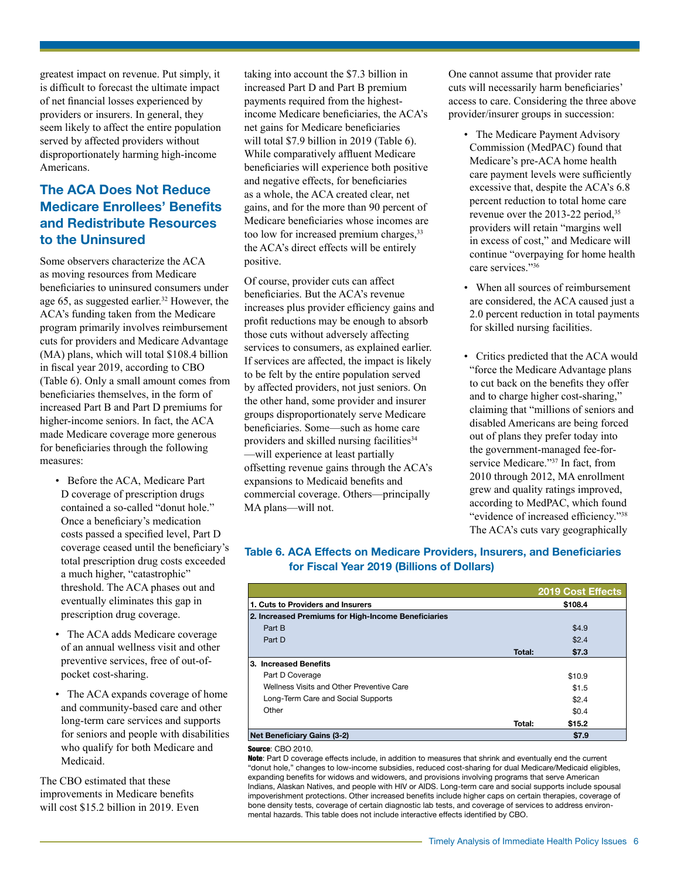greatest impact on revenue. Put simply, it is difficult to forecast the ultimate impact of net financial losses experienced by providers or insurers. In general, they seem likely to affect the entire population served by affected providers without disproportionately harming high-income Americans.

## The ACA Does Not Reduce Medicare Enrollees' Benefits and Redistribute Resources to the Uninsured

Some observers characterize the ACA as moving resources from Medicare beneficiaries to uninsured consumers under age 65, as suggested earlier.[32] However, the ACA's funding taken from the Medicare program primarily involves reimbursement cuts for providers and Medicare Advantage (MA) plans, which will total $108.4 billion in fiscal year 2019, according to CBO (Table 6). Only a small amount comes from beneficiaries themselves, in the form of increased Part B and Part D premiums for higher-income seniors. In fact, the ACA made Medicare coverage more generous for beneficiaries through the following measures:

- Before the ACA, Medicare Part D coverage of prescription drugs contained a so-called "donut hole." Once a beneficiary's medication costs passed a specified level, Part D coverage ceased until the beneficiary's total prescription drug costs exceeded a much higher, "catastrophic" threshold. The ACA phases out and eventually eliminates this gap in prescription drug coverage.
- The ACA adds Medicare coverage of an annual wellness visit and other preventive services, free of out-of-pocket cost-sharing.
- The ACA expands coverage of home and community-based care and other long-term care services and supports for seniors and people with disabilities who qualify for both Medicare and Medicaid.

The CBO estimated that these improvements in Medicare benefits will cost $15.2 billion in 2019. Even taking into account the $7.3 billion in increased Part D and Part B premium payments required from the highest-income Medicare beneficiaries, the ACA's net gains for Medicare beneficiaries will total $7.9 billion in 2019 (Table 6). While comparatively affluent Medicare beneficiaries will experience both positive and negative effects, for beneficiaries as a whole, the ACA created clear, net gains, and for the more than 90 percent of Medicare beneficiaries whose incomes are too low for increased premium charges,[33] the ACA's direct effects will be entirely positive.

Of course, provider cuts can affect beneficiaries. But the ACA's revenue increases plus provider efficiency gains and profit reductions may be enough to absorb those cuts without adversely affecting services to consumers, as explained earlier. If services are affected, the impact is likely to be felt by the entire population served by affected providers, not just seniors. On the other hand, some provider and insurer groups disproportionately serve Medicare beneficiaries. Some—such as home care providers and skilled nursing facilities[34]—will experience at least partially offsetting revenue gains through the ACA's expansions to Medicaid benefits and commercial coverage. Others—principally MA plans—will not.

One cannot assume that provider rate cuts will necessarily harm beneficiaries' access to care. Considering the three above provider/insurer groups in succession:

- The Medicare Payment Advisory Commission (MedPAC) found that Medicare's pre-ACA home health care payment levels were sufficiently excessive that, despite the ACA's 6.8 percent reduction to total home care revenue over the 2013-22 period,[35] providers will retain "margins well in excess of cost," and Medicare will continue "overpaying for home health care services."[36]
- When all sources of reimbursement are considered, the ACA caused just a 2.0 percent reduction in total payments for skilled nursing facilities.
- Critics predicted that the ACA would "force the Medicare Advantage plans to cut back on the benefits they offer and to charge higher cost-sharing," claiming that "millions of seniors and disabled Americans are being forced out of plans they prefer today into the government-managed fee-for-service Medicare."[37] In fact, from 2010 through 2012, MA enrollment grew and quality ratings improved, according to MedPAC, which found "evidence of increased efficiency."[38] The ACA's cuts vary geographically

### Table 6. ACA Effects on Medicare Providers, Insurers, and Beneficiaries for Fiscal Year 2019 (Billions of Dollars)

| | | 2019 Cost Effects |
|---|---|---|
| **1. Cuts to Providers and Insurers** | | **$108.4** |
| **2. Increased Premiums for High-Income Beneficiaries** | | |
| Part B | | $4.9 |
| Part D | | $2.4 |
| | **Total:** | **$7.3** |
| **3. Increased Benefits** | | |
| Part D Coverage | | $10.9 |
| Wellness Visits and Other Preventive Care | | $1.5 |
| Long-Term Care and Social Supports | | $2.4 |
| Other | | $0.4 |
| | **Total:** | **$15.2** |
| **Net Beneficiary Gains (3-2)** | | **$7.9** |

**Source**: CBO 2010.

**Note**: Part D coverage effects include, in addition to measures that shrink and eventually end the current "donut hole," changes to low-income subsidies, reduced cost-sharing for dual Medicare/Medicaid eligibles, expanding benefits for widows and widowers, and provisions involving programs that serve American Indians, Alaskan Natives, and people with HIV or AIDS. Long-term care and social supports include spousal impoverishment protections. Other increased benefits include higher caps on certain therapies, coverage of bone density tests, coverage of certain diagnostic lab tests, and coverage of services to address environmental hazards. This table does not include interactive effects identified by CBO.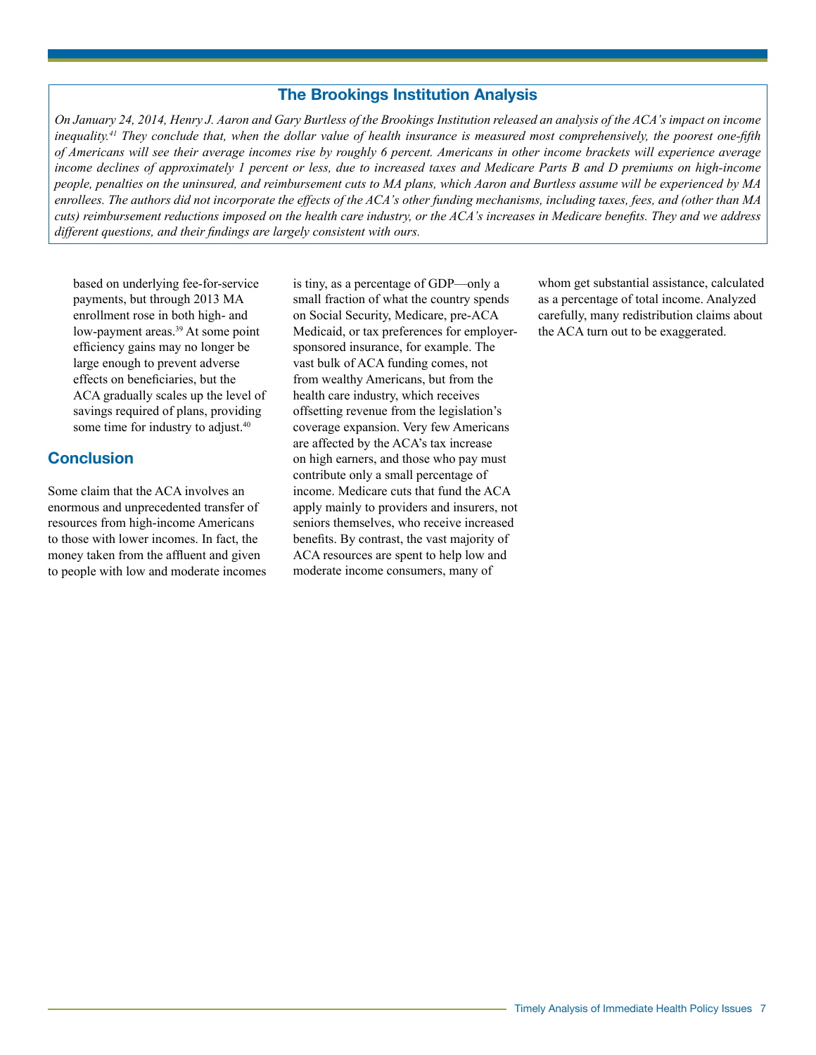## The Brookings Institution Analysis

*On January 24, 2014, Henry J. Aaron and Gary Burtless of the Brookings Institution released an analysis of the ACA's impact on income inequality.[41] They conclude that, when the dollar value of health insurance is measured most comprehensively, the poorest one-fifth of Americans will see their average incomes rise by roughly 6 percent. Americans in other income brackets will experience average income declines of approximately 1 percent or less, due to increased taxes and Medicare Parts B and D premiums on high-income people, penalties on the uninsured, and reimbursement cuts to MA plans, which Aaron and Burtless assume will be experienced by MA enrollees. The authors did not incorporate the effects of the ACA's other funding mechanisms, including taxes, fees, and (other than MA cuts) reimbursement reductions imposed on the health care industry, or the ACA's increases in Medicare benefits. They and we address different questions, and their findings are largely consistent with ours.*

based on underlying fee-for-service payments, but through 2013 MA enrollment rose in both high- and low-payment areas.[39] At some point efficiency gains may no longer be large enough to prevent adverse effects on beneficiaries, but the ACA gradually scales up the level of savings required of plans, providing some time for industry to adjust.[40]

## Conclusion

Some claim that the ACA involves an enormous and unprecedented transfer of resources from high-income Americans to those with lower incomes. In fact, the money taken from the affluent and given to people with low and moderate incomes is tiny, as a percentage of GDP—only a small fraction of what the country spends on Social Security, Medicare, pre-ACA Medicaid, or tax preferences for employer-sponsored insurance, for example. The vast bulk of ACA funding comes, not from wealthy Americans, but from the health care industry, which receives offsetting revenue from the legislation's coverage expansion. Very few Americans are affected by the ACA's tax increase on high earners, and those who pay must contribute only a small percentage of income. Medicare cuts that fund the ACA apply mainly to providers and insurers, not seniors themselves, who receive increased benefits. By contrast, the vast majority of ACA resources are spent to help low and moderate income consumers, many of whom get substantial assistance, calculated as a percentage of total income. Analyzed carefully, many redistribution claims about the ACA turn out to be exaggerated.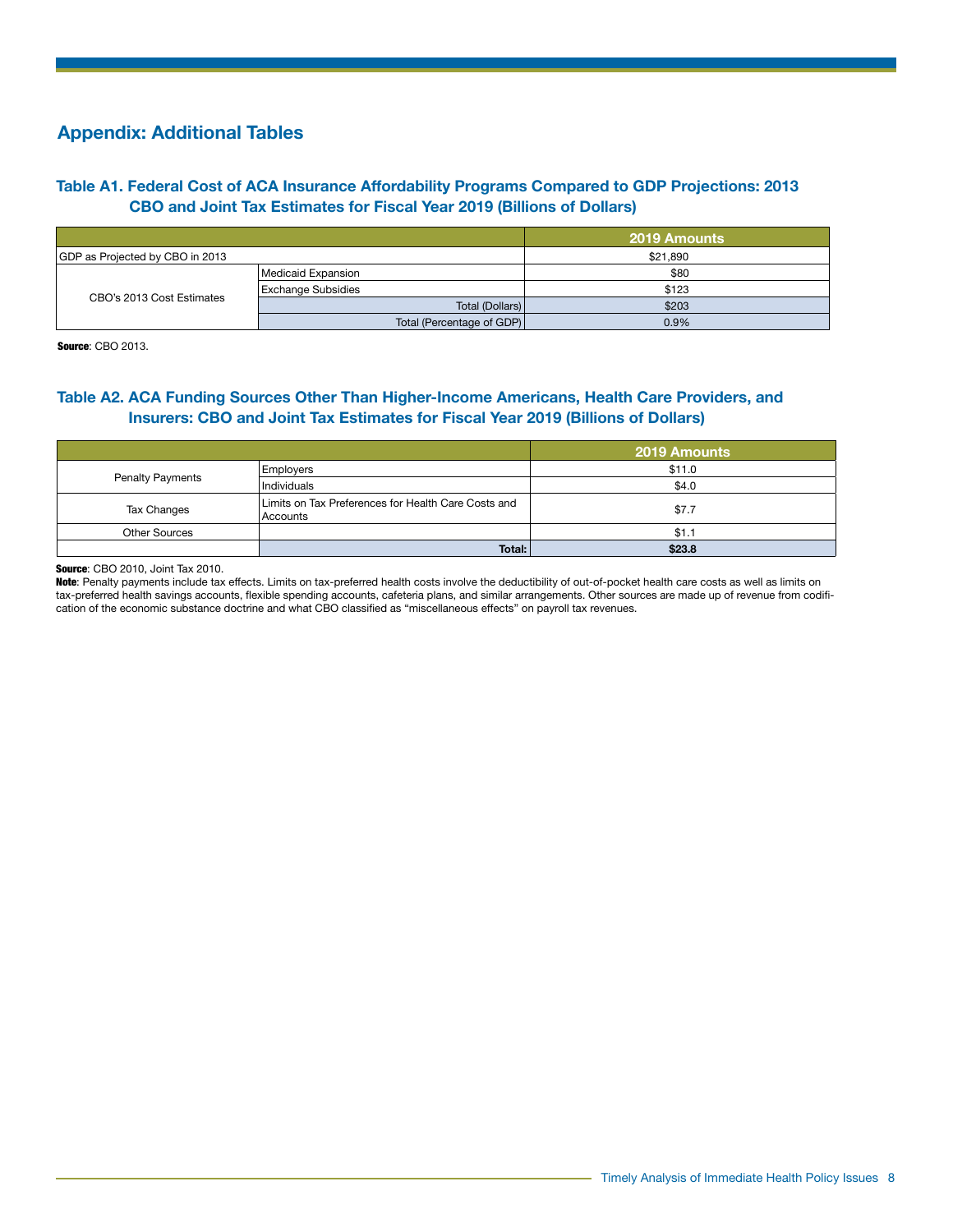## Appendix: Additional Tables

### Table A1. Federal Cost of ACA Insurance Affordability Programs Compared to GDP Projections: 2013 CBO and Joint Tax Estimates for Fiscal Year 2019 (Billions of Dollars)

| | | 2019 Amounts |
|---|---|---|
| GDP as Projected by CBO in 2013 | | $21,890 |
| CBO's 2013 Cost Estimates | Medicaid Expansion | $80 |
| | Exchange Subsidies | $123 |
| | Total (Dollars) | $203 |
| | Total (Percentage of GDP) | 0.9% |

**Source**: CBO 2013.

### Table A2. ACA Funding Sources Other Than Higher-Income Americans, Health Care Providers, and Insurers: CBO and Joint Tax Estimates for Fiscal Year 2019 (Billions of Dollars)

| | | 2019 Amounts |
|---|---|---|
| Penalty Payments | Employers | $11.0 |
| | Individuals | $4.0 |
| Tax Changes | Limits on Tax Preferences for Health Care Costs and Accounts | $7.7 |
| Other Sources | | $1.1 |
| | **Total:** | **$23.8** |

**Source**: CBO 2010, Joint Tax 2010.
**Note**: Penalty payments include tax effects. Limits on tax-preferred health costs involve the deductibility of out-of-pocket health care costs as well as limits on tax-preferred health savings accounts, flexible spending accounts, cafeteria plans, and similar arrangements. Other sources are made up of revenue from codification of the economic substance doctrine and what CBO classified as "miscellaneous effects" on payroll tax revenues.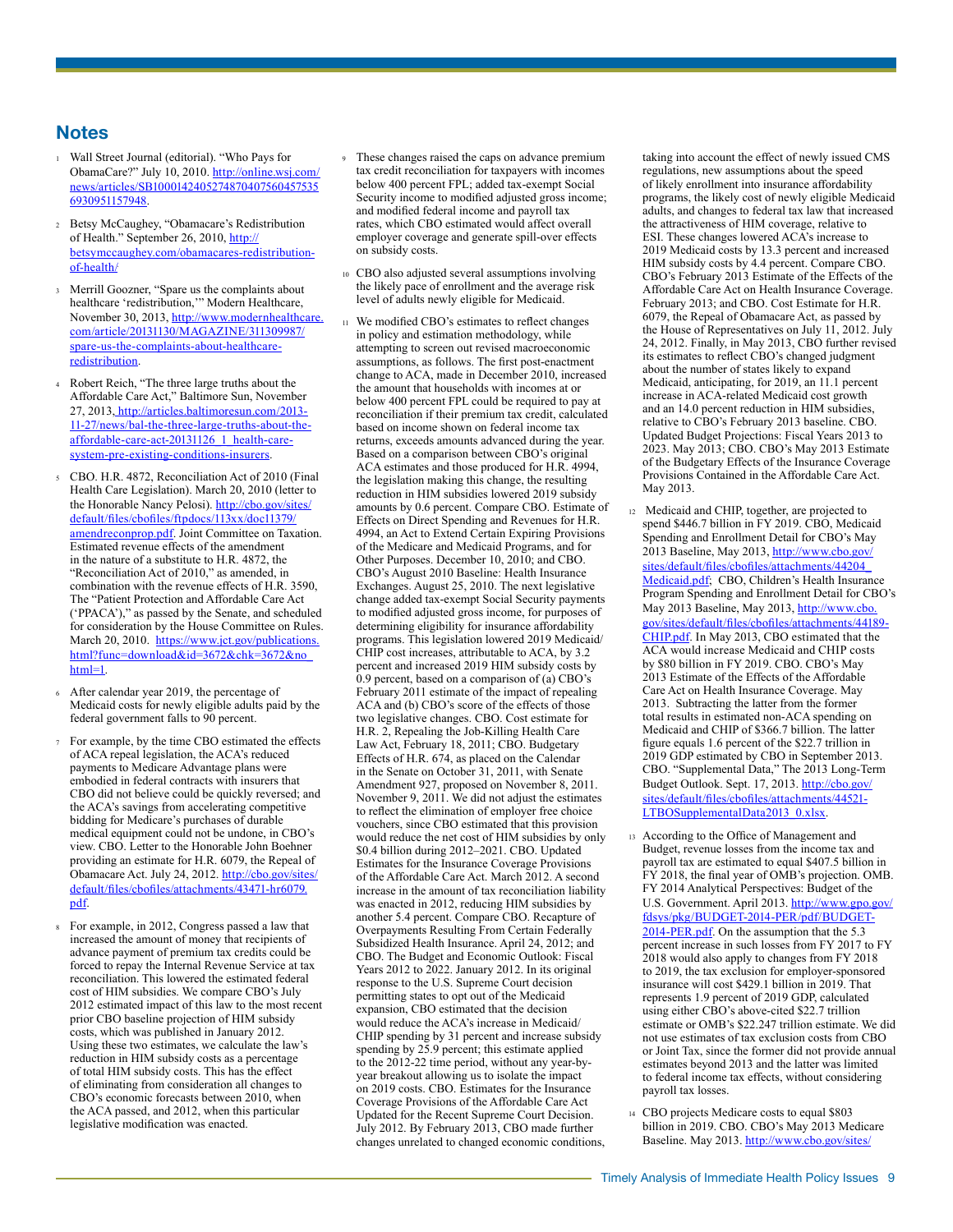## Notes

1. Wall Street Journal (editorial). "Who Pays for ObamaCare?" July 10, 2010. http://online.wsj.com/news/articles/SB10001424052748704075604575356930951157948.

2. Betsy McCaughey, "Obamacare's Redistribution of Health." September 26, 2010, http://betsymccaughey.com/obamacares-redistribution-of-health/

3. Merrill Goozner, "Spare us the complaints about healthcare 'redistribution,'" Modern Healthcare, November 30, 2013, http://www.modernhealthcare.com/article/20131130/MAGAZINE/311309987/spare-us-the-complaints-about-healthcare-redistribution.

4. Robert Reich, "The three large truths about the Affordable Care Act," Baltimore Sun, November 27, 2013, http://articles.baltimoresun.com/2013-11-27/news/bal-the-three-large-truths-about-the-affordable-care-act-20131126_1_health-care-system-pre-existing-conditions-insurers.

5. CBO. H.R. 4872, Reconciliation Act of 2010 (Final Health Care Legislation). March 20, 2010 (letter to the Honorable Nancy Pelosi). http://cbo.gov/sites/default/files/cbofiles/ftpdocs/113xx/doc11379/amendreconprop.pdf. Joint Committee on Taxation. Estimated revenue effects of the amendment in the nature of a substitute to H.R. 4872, the "Reconciliation Act of 2010," as amended, in combination with the revenue effects of H.R. 3590, The "Patient Protection and Affordable Care Act ('PPACA')," as passed by the Senate, and scheduled for consideration by the House Committee on Rules. March 20, 2010. https://www.jct.gov/publications.html?func=download&id=3672&chk=3672&no_html=1.

6. After calendar year 2019, the percentage of Medicaid costs for newly eligible adults paid by the federal government falls to 90 percent.

7. For example, by the time CBO estimated the effects of ACA repeal legislation, the ACA's reduced payments to Medicare Advantage plans were embodied in federal contracts with insurers that CBO did not believe could be quickly reversed; and the ACA's savings from accelerating competitive bidding for Medicare's purchases of durable medical equipment could not be undone, in CBO's view. CBO. Letter to the Honorable John Boehner providing an estimate for H.R. 6079, the Repeal of Obamacare Act. July 24, 2012. http://cbo.gov/sites/default/files/cbofiles/attachments/43471-hr6079.pdf.

8. For example, in 2012, Congress passed a law that increased the amount of money that recipients of advance payment of premium tax credits could be forced to repay the Internal Revenue Service at tax reconciliation. This lowered the estimated federal cost of HIM subsidies. We compare CBO's July 2012 estimated impact of this law to the most recent prior CBO baseline projection of HIM subsidy costs, which was published in January 2012. Using these two estimates, we calculate the law's reduction in HIM subsidy costs as a percentage of total HIM subsidy costs. This has the effect of eliminating from consideration all changes to CBO's economic forecasts between 2010, when the ACA passed, and 2012, when this particular legislative modification was enacted.

9. These changes raised the caps on advance premium tax credit reconciliation for taxpayers with incomes below 400 percent FPL; added tax-exempt Social Security income to modified adjusted gross income; and modified federal income and payroll tax rates, which CBO estimated would affect overall employer coverage and generate spill-over effects on subsidy costs.

10. CBO also adjusted several assumptions involving the likely pace of enrollment and the average risk level of adults newly eligible for Medicaid.

11. We modified CBO's estimates to reflect changes in policy and estimation methodology, while attempting to screen out revised macroeconomic assumptions, as follows. The first post-enactment change to ACA, made in December 2010, increased the amount that households with incomes at or below 400 percent FPL could be required to pay at reconciliation if their premium tax credit, calculated based on income shown on federal income tax returns, exceeds amounts advanced during the year. Based on a comparison between CBO's original ACA estimates and those produced for H.R. 4994, the legislation making this change, the resulting reduction in HIM subsidies lowered 2019 subsidy amounts by 0.6 percent. Compare CBO. Estimate of Effects on Direct Spending and Revenues for H.R. 4994, an Act to Extend Certain Expiring Provisions of the Medicare and Medicaid Programs, and for Other Purposes. December 10, 2010; and CBO. CBO's August 2010 Baseline: Health Insurance Exchanges. August 25, 2010. The next legislative change added tax-exempt Social Security payments to modified adjusted gross income, for purposes of determining eligibility for insurance affordability programs. This legislation lowered 2019 Medicaid/CHIP cost increases, attributable to ACA, by 3.2 percent and increased 2019 HIM subsidy costs by 0.9 percent, based on a comparison of (a) CBO's February 2011 estimate of the impact of repealing ACA and (b) CBO's score of the effects of those two legislative changes. CBO. Cost estimate for H.R. 2, Repealing the Job-Killing Health Care Law Act, February 18, 2011; CBO. Budgetary Effects of H.R. 674, as placed on the Calendar in the Senate on October 31, 2011, with Senate Amendment 927, proposed on November 8, 2011. November 9, 2011. We did not adjust the estimates to reflect the elimination of employer free choice vouchers, since CBO estimated that this provision would reduce the net cost of HIM subsidies by only \$0.4 billion during 2012–2021. CBO. Updated Estimates for the Insurance Coverage Provisions of the Affordable Care Act. March 2012. A second increase in the amount of tax reconciliation liability was enacted in 2012, reducing HIM subsidies by another 5.4 percent. Compare CBO. Recapture of Overpayments Resulting From Certain Federally Subsidized Health Insurance. April 24, 2012; and CBO. The Budget and Economic Outlook: Fiscal Years 2012 to 2022. January 2012. In its original response to the U.S. Supreme Court decision permitting states to opt out of the Medicaid expansion, CBO estimated that the decision would reduce the ACA's increase in Medicaid/CHIP spending by 31 percent and increase subsidy spending by 25.9 percent; this estimate applied to the 2012-22 time period, without any year-by-year breakout allowing us to isolate the impact on 2019 costs. CBO. Estimates for the Insurance Coverage Provisions of the Affordable Care Act Updated for the Recent Supreme Court Decision. July 2012. By February 2013, CBO made further changes unrelated to changed economic conditions, taking into account the effect of newly issued CMS regulations, new assumptions about the speed of likely enrollment into insurance affordability programs, the likely cost of newly eligible Medicaid adults, and changes to federal tax law that increased the attractiveness of HIM coverage, relative to ESI. These changes lowered ACA's increase to 2019 Medicaid costs by 13.3 percent and increased HIM subsidy costs by 4.4 percent. Compare CBO. CBO's February 2013 Estimate of the Effects of the Affordable Care Act on Health Insurance Coverage. February 2013; and CBO. Cost Estimate for H.R. 6079, the Repeal of Obamacare Act, as passed by the House of Representatives on July 11, 2012. July 24, 2012. Finally, in May 2013, CBO further revised its estimates to reflect CBO's changed judgment about the number of states likely to expand Medicaid, anticipating, for 2019, an 11.1 percent increase in ACA-related Medicaid cost growth and an 14.0 percent reduction in HIM subsidies, relative to CBO's February 2013 baseline. CBO. Updated Budget Projections: Fiscal Years 2013 to 2023. May 2013; CBO. CBO's May 2013 Estimate of the Budgetary Effects of the Insurance Coverage Provisions Contained in the Affordable Care Act. May 2013.

12. Medicaid and CHIP, together, are projected to spend \$446.7 billion in FY 2019. CBO, Medicaid Spending and Enrollment Detail for CBO's May 2013 Baseline, May 2013, http://www.cbo.gov/sites/default/files/cbofiles/attachments/44204_Medicaid.pdf; CBO, Children's Health Insurance Program Spending and Enrollment Detail for CBO's May 2013 Baseline, May 2013, http://www.cbo.gov/sites/default/files/cbofiles/attachments/44189-CHIP.pdf. In May 2013, CBO estimated that the ACA would increase Medicaid and CHIP costs by \$80 billion in FY 2019. CBO. CBO's May 2013 Estimate of the Effects of the Affordable Care Act on Health Insurance Coverage. May 2013. Subtracting the latter from the former total results in estimated non-ACA spending on Medicaid and CHIP of \$366.7 billion. The latter figure equals 1.6 percent of the \$22.7 trillion in 2019 GDP estimated by CBO in September 2013. CBO. "Supplemental Data," The 2013 Long-Term Budget Outlook. Sept. 17, 2013. http://cbo.gov/sites/default/files/cbofiles/attachments/44521-LTBOSupplementalData2013_0.xlsx.

13. According to the Office of Management and Budget, revenue losses from the income tax and payroll tax are estimated to equal \$407.5 billion in FY 2018, the final year of OMB's projection. OMB. FY 2014 Analytical Perspectives: Budget of the U.S. Government. April 2013. http://www.gpo.gov/fdsys/pkg/BUDGET-2014-PER/pdf/BUDGET-2014-PER.pdf. On the assumption that the 5.3 percent increase in such losses from FY 2017 to FY 2018 would also apply to changes from FY 2018 to 2019, the tax exclusion for employer-sponsored insurance will cost \$429.1 billion in 2019. That represents 1.9 percent of 2019 GDP, calculated using either CBO's above-cited \$22.7 trillion estimate or OMB's \$22.247 trillion estimate. We did not use estimates of tax exclusion costs from CBO or Joint Tax, since the former did not provide annual estimates beyond 2013 and the latter was limited to federal income tax effects, without considering payroll tax losses.

14. CBO projects Medicare costs to equal \$803 billion in 2019. CBO. CBO's May 2013 Medicare Baseline. May 2013. http://www.cbo.gov/sites/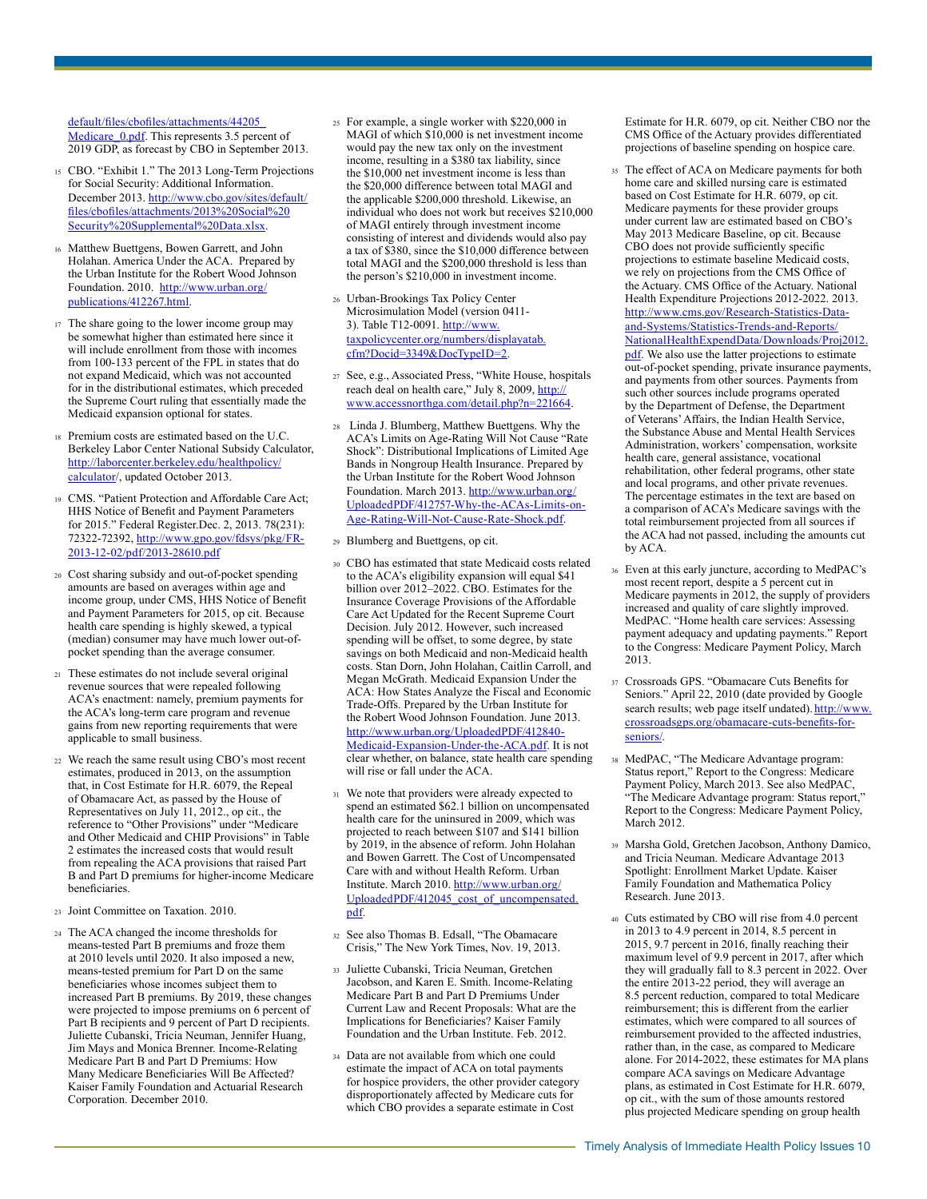default/files/cbofiles/attachments/44205_Medicare_0.pdf. This represents 3.5 percent of 2019 GDP, as forecast by CBO in September 2013.

15 CBO. "Exhibit 1." The 2013 Long-Term Projections for Social Security: Additional Information. December 2013. http://www.cbo.gov/sites/default/files/cbofiles/attachments/2013%20Social%20Security%20Supplemental%20Data.xlsx.

16 Matthew Buettgens, Bowen Garrett, and John Holahan. America Under the ACA. Prepared by the Urban Institute for the Robert Wood Johnson Foundation. 2010. http://www.urban.org/publications/412267.html.

17 The share going to the lower income group may be somewhat higher than estimated here since it will include enrollment from those with incomes from 100-133 percent of the FPL in states that do not expand Medicaid, which was not accounted for in the distributional estimates, which preceded the Supreme Court ruling that essentially made the Medicaid expansion optional for states.

18 Premium costs are estimated based on the U.C. Berkeley Labor Center National Subsidy Calculator, http://laborcenter.berkeley.edu/healthpolicy/calculator/, updated October 2013.

19 CMS. "Patient Protection and Affordable Care Act; HHS Notice of Benefit and Payment Parameters for 2015." Federal Register.Dec. 2, 2013. 78(231): 72322-72392, http://www.gpo.gov/fdsys/pkg/FR-2013-12-02/pdf/2013-28610.pdf

20 Cost sharing subsidy and out-of-pocket spending amounts are based on averages within age and income group, under CMS, HHS Notice of Benefit and Payment Parameters for 2015, op cit. Because health care spending is highly skewed, a typical (median) consumer may have much lower out-of-pocket spending than the average consumer.

21 These estimates do not include several original revenue sources that were repealed following ACA's enactment: namely, premium payments for the ACA's long-term care program and revenue gains from new reporting requirements that were applicable to small business.

22 We reach the same result using CBO's most recent estimates, produced in 2013, on the assumption that, in Cost Estimate for H.R. 6079, the Repeal of Obamacare Act, as passed by the House of Representatives on July 11, 2012., op cit., the reference to "Other Provisions" under "Medicare and Other Medicaid and CHIP Provisions" in Table 2 estimates the increased costs that would result from repealing the ACA provisions that raised Part B and Part D premiums for higher-income Medicare beneficiaries.

23 Joint Committee on Taxation. 2010.

24 The ACA changed the income thresholds for means-tested Part B premiums and froze them at 2010 levels until 2020. It also imposed a new, means-tested premium for Part D on the same beneficiaries whose incomes subject them to increased Part B premiums. By 2019, these changes were projected to impose premiums on 6 percent of Part B recipients and 9 percent of Part D recipients. Juliette Cubanski, Tricia Neuman, Jennifer Huang, Jim Mays and Monica Brenner. Income-Relating Medicare Part B and Part D Premiums: How Many Medicare Beneficiaries Will Be Affected? Kaiser Family Foundation and Actuarial Research Corporation. December 2010.

25 For example, a single worker with $220,000 in MAGI of which $10,000 is net investment income would pay the new tax only on the investment income, resulting in a $380 tax liability, since the $10,000 net investment income is less than the $20,000 difference between total MAGI and the applicable $200,000 threshold. Likewise, an individual who does not work but receives $210,000 of MAGI entirely through investment income consisting of interest and dividends would also pay a tax of $380, since the $10,000 difference between total MAGI and the $200,000 threshold is less than the person's $210,000 in investment income.

26 Urban-Brookings Tax Policy Center Microsimulation Model (version 0411-3). Table T12-0091. http://www.taxpolicycenter.org/numbers/displayatab.cfm?Docid=3349&DocTypeID=2.

27 See, e.g., Associated Press, "White House, hospitals reach deal on health care," July 8, 2009, http://www.accessnorthga.com/detail.php?n=221664.

28 Linda J. Blumberg, Matthew Buettgens. Why the ACA's Limits on Age-Rating Will Not Cause "Rate Shock": Distributional Implications of Limited Age Bands in Nongroup Health Insurance. Prepared by the Urban Institute for the Robert Wood Johnson Foundation. March 2013. http://www.urban.org/UploadedPDF/412757-Why-the-ACAs-Limits-on-Age-Rating-Will-Not-Cause-Rate-Shock.pdf.

29 Blumberg and Buettgens, op cit.

30 CBO has estimated that state Medicaid costs related to the ACA's eligibility expansion will equal $41 billion over 2012–2022. CBO. Estimates for the Insurance Coverage Provisions of the Affordable Care Act Updated for the Recent Supreme Court Decision. July 2012. However, such increased spending will be offset, to some degree, by state savings on both Medicaid and non-Medicaid health costs. Stan Dorn, John Holahan, Caitlin Carroll, and Megan McGrath. Medicaid Expansion Under the ACA: How States Analyze the Fiscal and Economic Trade-Offs. Prepared by the Urban Institute for the Robert Wood Johnson Foundation. June 2013. http://www.urban.org/UploadedPDF/412840-Medicaid-Expansion-Under-the-ACA.pdf. It is not clear whether, on balance, state health care spending will rise or fall under the ACA.

31 We note that providers were already expected to spend an estimated $62.1 billion on uncompensated health care for the uninsured in 2009, which was projected to reach between $107 and $141 billion by 2019, in the absence of reform. John Holahan and Bowen Garrett. The Cost of Uncompensated Care with and without Health Reform. Urban Institute. March 2010. http://www.urban.org/UploadedPDF/412045_cost_of_uncompensated.pdf.

32 See also Thomas B. Edsall, "The Obamacare Crisis," The New York Times, Nov. 19, 2013.

33 Juliette Cubanski, Tricia Neuman, Gretchen Jacobson, and Karen E. Smith. Income-Relating Medicare Part B and Part D Premiums Under Current Law and Recent Proposals: What are the Implications for Beneficiaries? Kaiser Family Foundation and the Urban Institute. Feb. 2012.

34 Data are not available from which one could estimate the impact of ACA on total payments for hospice providers, the other provider category disproportionately affected by Medicare cuts for which CBO provides a separate estimate in Cost Estimate for H.R. 6079, op cit. Neither CBO nor the CMS Office of the Actuary provides differentiated projections of baseline spending on hospice care.

35 The effect of ACA on Medicare payments for both home care and skilled nursing care is estimated based on Cost Estimate for H.R. 6079, op cit. Medicare payments for these provider groups under current law are estimated based on CBO's May 2013 Medicare Baseline, op cit. Because CBO does not provide sufficiently specific projections to estimate baseline Medicaid costs, we rely on projections from the CMS Office of the Actuary. CMS Office of the Actuary. National Health Expenditure Projections 2012-2022. 2013. http://www.cms.gov/Research-Statistics-Data-and-Systems/Statistics-Trends-and-Reports/NationalHealthExpendData/Downloads/Proj2012.pdf. We also use the latter projections to estimate out-of-pocket spending, private insurance payments, and payments from other sources. Payments from such other sources include programs operated by the Department of Defense, the Department of Veterans' Affairs, the Indian Health Service, the Substance Abuse and Mental Health Services Administration, workers' compensation, worksite health care, general assistance, vocational rehabilitation, other federal programs, other state and local programs, and other private revenues. The percentage estimates in the text are based on a comparison of ACA's Medicare savings with the total reimbursement projected from all sources if the ACA had not passed, including the amounts cut by ACA.

36 Even at this early juncture, according to MedPAC's most recent report, despite a 5 percent cut in Medicare payments in 2012, the supply of providers increased and quality of care slightly improved. MedPAC. "Home health care services: Assessing payment adequacy and updating payments." Report to the Congress: Medicare Payment Policy, March 2013.

37 Crossroads GPS. "Obamacare Cuts Benefits for Seniors." April 22, 2010 (date provided by Google search results; web page itself undated). http://www.crossroadsgps.org/obamacare-cuts-benefits-for-seniors/.

38 MedPAC, "The Medicare Advantage program: Status report," Report to the Congress: Medicare Payment Policy, March 2013. See also MedPAC, "The Medicare Advantage program: Status report," Report to the Congress: Medicare Payment Policy, March 2012.

39 Marsha Gold, Gretchen Jacobson, Anthony Damico, and Tricia Neuman. Medicare Advantage 2013 Spotlight: Enrollment Market Update. Kaiser Family Foundation and Mathematica Policy Research. June 2013.

40 Cuts estimated by CBO will rise from 4.0 percent in 2013 to 4.9 percent in 2014, 8.5 percent in 2015, 9.7 percent in 2016, finally reaching their maximum level of 9.9 percent in 2017, after which they will gradually fall to 8.3 percent in 2022. Over the entire 2013-22 period, they will average an 8.5 percent reduction, compared to total Medicare reimbursement; this is different from the earlier estimates, which were compared to all sources of reimbursement provided to the affected industries, rather than, in the case, as compared to Medicare alone. For 2014-2022, these estimates for MA plans compare ACA savings on Medicare Advantage plans, as estimated in Cost Estimate for H.R. 6079, op cit., with the sum of those amounts restored plus projected Medicare spending on group health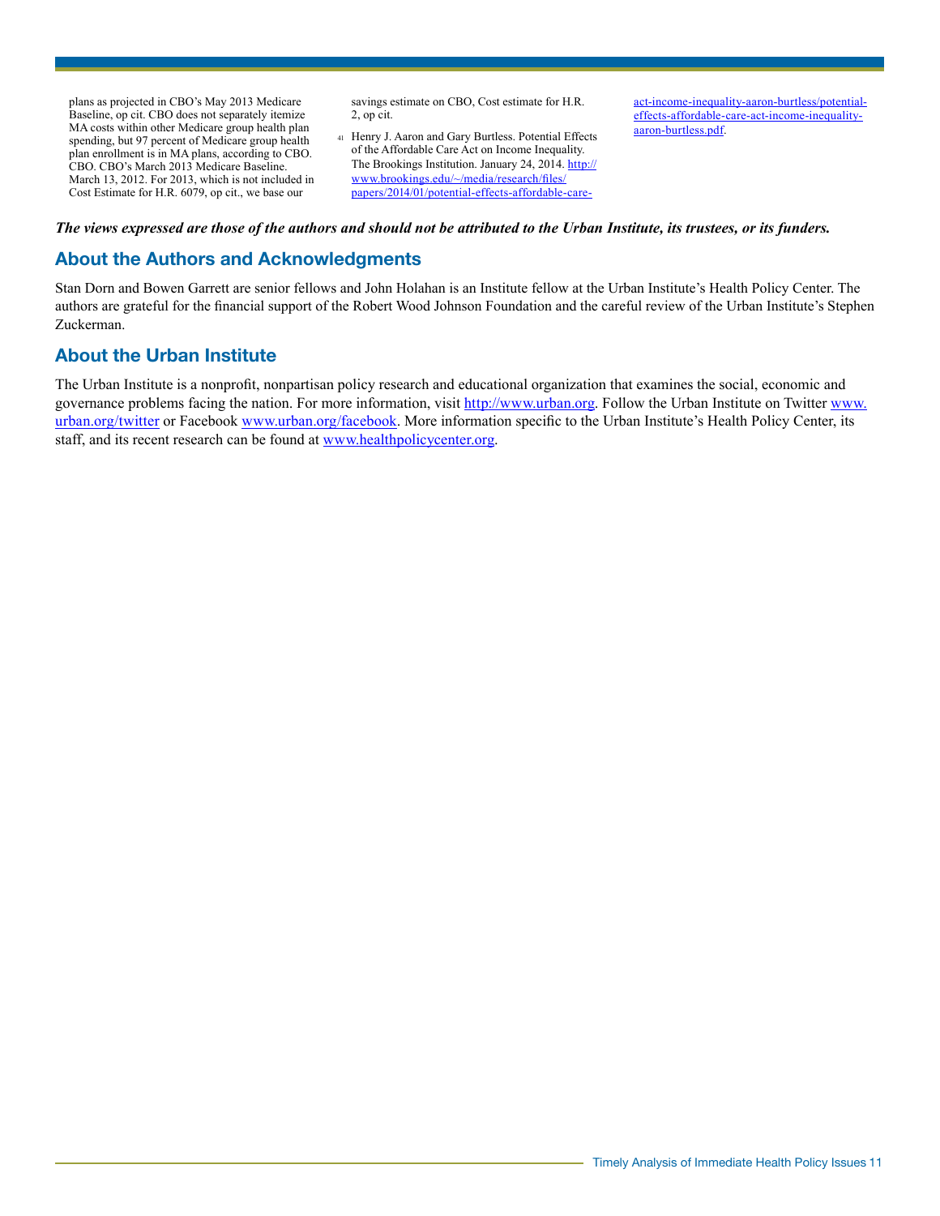plans as projected in CBO's May 2013 Medicare Baseline, op cit. CBO does not separately itemize MA costs within other Medicare group health plan spending, but 97 percent of Medicare group health plan enrollment is in MA plans, according to CBO. CBO. CBO's March 2013 Medicare Baseline. March 13, 2012. For 2013, which is not included in Cost Estimate for H.R. 6079, op cit., we base our savings estimate on CBO, Cost estimate for H.R. 2, op cit.

[41] Henry J. Aaron and Gary Burtless. Potential Effects of the Affordable Care Act on Income Inequality. The Brookings Institution. January 24, 2014. http://www.brookings.edu/~/media/research/files/papers/2014/01/potential-effects-affordable-care-act-income-inequality-aaron-burtless/potential-effects-affordable-care-act-income-inequality-aaron-burtless.pdf.

***The views expressed are those of the authors and should not be attributed to the Urban Institute, its trustees, or its funders.***

## About the Authors and Acknowledgments

Stan Dorn and Bowen Garrett are senior fellows and John Holahan is an Institute fellow at the Urban Institute's Health Policy Center. The authors are grateful for the financial support of the Robert Wood Johnson Foundation and the careful review of the Urban Institute's Stephen Zuckerman.

## About the Urban Institute

The Urban Institute is a nonprofit, nonpartisan policy research and educational organization that examines the social, economic and governance problems facing the nation. For more information, visit http://www.urban.org. Follow the Urban Institute on Twitter www.urban.org/twitter or Facebook www.urban.org/facebook. More information specific to the Urban Institute's Health Policy Center, its staff, and its recent research can be found at www.healthpolicycenter.org.